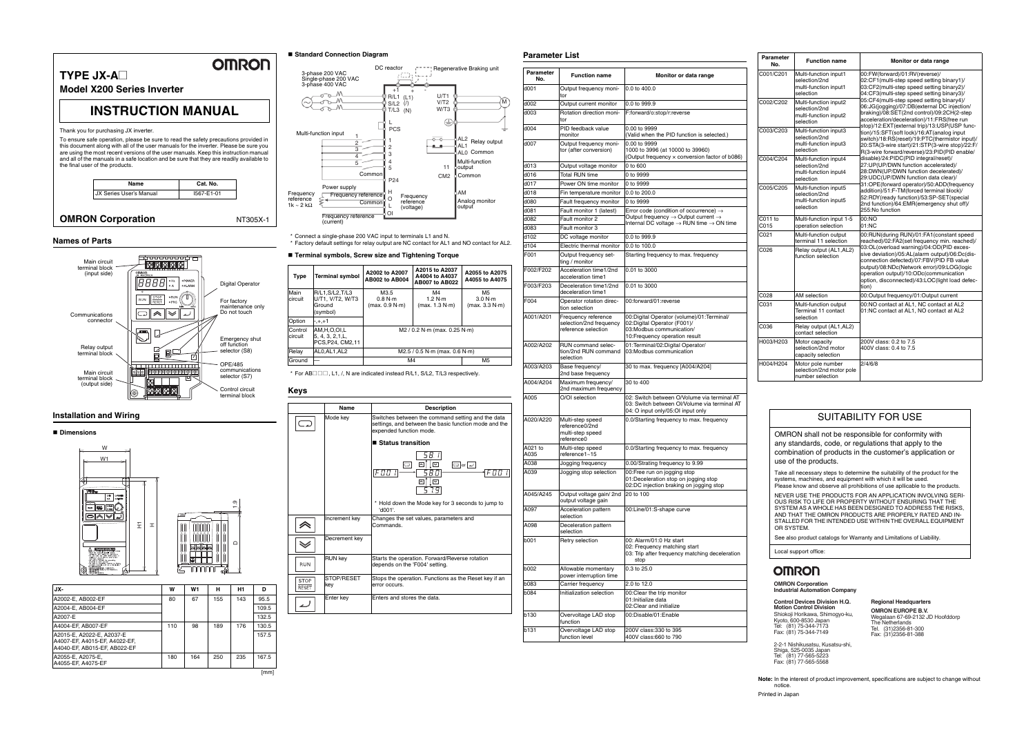# TYPE JX-A□

## Model X200 Series Inverter

# INSTRUCTION MANUAL

Thank you for purchasing JX inverter.

To ensure safe operation, please be sure to read the safety precautions provided in this document along with all of the user manuals for the inverter. Please be sure you are using the most recent versions of the user manuals. Keep this instruction manual and all of the manuals in a safe location and be sure that they are readily available to the final user of the products.

| Name | Cat. No. |
|---|---|
| JX Series User's Manual | I567-E1-01 |

**OMRON Corporation** NT305X-1

## Names of Parts

Main circuit terminal block (input side)
Communications connector
Relay output terminal block
Main circuit terminal block (output side)
Digital Operator
For factory maintenance only Do not touch
Emergency shut off function selector (S8)
OPE/485 communications selector (S7)
Control circuit terminal block

## Installation and Wiring

### ■ Dimensions

| JX- | W | W1 | H | H1 | D |
|---|---|---|---|---|---|
| A2002-E, AB002-EF | 80 | 67 | 155 | 143 | 95.5 |
| A2004-E, AB004-EF | | | | | 109.5 |
| A2007-E | | | | | 132.5 |
| A4004-EF, AB007-EF | 110 | 98 | 189 | 176 | 130.5 |
| A2015-E, A2022-E, A2037-E A4007-EF, A4015-EF, A4022-EF, A4040-EF, AB015-EF, AB022-EF | | | | | 157.5 |
| A2055-E, A2075-E, A4055-EF, A4075-EF | 180 | 164 | 250 | 235 | 167.5 |

[mm]

### ■ Standard Connection Diagram

3-phase 200 VAC / Single-phase 200 VAC / 3-phase 400 VAC; DC reactor; Regenerative Braking unit; R/L1 (L1), S/L2 (/), T/L3 (N); U/T1, V/T2, W/T3; M; Multi-function input 1–5, PCS, Common, P24; Relay output AL2, AL1, AL0 Common; Multi-function output 11, CM2 Common; Power supply; Frequency reference 1k ~ 2 kΩ; H, O, L, OI; Frequency reference (voltage); Frequency reference (current); AM Analog monitor output

\* Connect a single-phase 200 VAC input to terminals L1 and N.
\* Factory default settings for relay output are NC contact for AL1 and NO contact for AL2.

### ■ Terminal symbols, Screw size and Tightening Torque

| Type | Terminal symbol | A2002 to A2007 AB002 to AB004 | A2015 to A2037 A4004 to A4037 AB007 to AB022 | A2055 to A2075 A4055 to A4075 |
|---|---|---|---|---|
| Main circuit | R/L1,S/L2,T/L3 U/T1, V/T2, W/T3 Ground (symbol) | M3.5 0.8 N·m (max. 0.9 N·m) | M4 1.2 N·m (max. 1.3 N·m) | M5 3.0 N·m (max. 3.3 N·m) |
| Option | -,+,+1 | | | |
| Control circuit | AM,H,O,OI,L 5, 4, 3, 2,1,L, PCS,P24, CM2,11 | M2 / 0.2 N·m (max. 0.25 N·m) | | |
| Relay | AL0,AL1,AL2 | M2.5 / 0.5 N·m (max. 0.6 N·m) | | |
| Ground | — | M4 | | M5 |

\* For AB□□□, L1, /, N are indicated instead R/L1, S/L2, T/L3 respectively.

## Keys

| Name | Description |
|---|---|
| Mode key | Switches between the command setting and the data settings, and between the basic function mode and the expended function mode. ■ Status transition (d001 ↔ F001, 5B1, 5B0, 5 1 9) \* Hold down the Mode key for 3 seconds to jump to 'd001'. |
| Increment key | Changes the set values, parameters and Commands. |
| Decrement key | |
| RUN key | Starts the operation. Forward/Reverse rotation depends on the 'F004' setting. |
| STOP/RESET key | Stops the operation. Functions as the Reset key if an error occurs. |
| Enter key | Enters and stores the data. |

## Parameter List

| Parameter No. | Function name | Monitor or data range |
|---|---|---|
| d001 | Output frequency monitor | 0.0 to 400.0 |
| d002 | Output current monitor | 0.0 to 999.9 |
| d003 | Rotation direction monitor | F:forward/o:stop/r:reverse |
| d004 | PID feedback value monitor | 0.00 to 9999 (Valid when the PID function is selected.) |
| d007 | Output frequency monitor (after conversion) | 0.00 to 9999 1000 to 3996 (at 10000 to 39960) (Output frequency × conversion factor of b086) |
| d013 | Output voltage monitor | 0 to 600 |
| d016 | Total RUN time | 0 to 9999 |
| d017 | Power ON time monitor | 0 to 9999 |
| d018 | Fin temperature monitor | 0.0 to 200.0 |
| d080 | Fault frequency monitor | 0 to 9999 |
| d081 | Fault monitor 1 (latest) | Error code (condition of occurrence) → Output frequency → Output current → Internal DC voltage → RUN time → ON time |
| d082 | Fault monitor 2 | |
| d083 | Fault monitor 3 | |
| d102 | DC voltage monitor | 0.0 to 999.9 |
| d104 | Electric thermal monitor | 0.0 to 100.0 |
| F001 | Output frequency setting / monitor | Starting frequency to max. frequency |
| F002/F202 | Acceleration time1/2nd acceleration time1 | 0.01 to 3000 |
| F003/F203 | Deceleration time1/2nd deceleration time1 | 0.01 to 3000 |
| F004 | Operator rotation direction selection | 00:forward/01:reverse |
| A001/A201 | Frequency reference selection/2nd frequency reference selection | 00:Digital Operator (volume)/01:Terminal/ 02:Digital Operator (F001)/ 03:Modbus communication/ 10:Frequency operation result |
| A002/A202 | RUN command selection/2nd RUN command selection | 01:Terminal/02:Digital Operator/ 03:Modbus communication |
| A003/A203 | Base frequency/ 2nd base frequency | 30 to max. frequency [A004/A204] |
| A004/A204 | Maximum frequency/ 2nd maximum frequency | 30 to 400 |
| A005 | O/OI selection | 02: Switch between O/Volume via terminal AT 03: Switch between OI/Volume via terminal AT 04: O input only/05:OI input only |
| A020/A220 | Multi-step speed reference0/2nd multi-step speed reference0 | 0.0/Starting frequency to max. frequency |
| A021 to A035 | Multi-step speed reference1~15 | 0.0/Starting frequency to max. frequency |
| A038 | Jogging frequency | 0.00/Strating frequency to 9.99 |
| A039 | Jogging stop selection | 00:Free run on jogging stop 01:Deceleration stop on jogging stop 02:DC injection braking on jogging stop |
| A045/A245 | Output voltage gain/ 2nd output voltage gain | 20 to 100 |
| A097 | Acceleration pattern selection | 00:Line/01:S-shape curve |
| A098 | Deceleration pattern selection | |
| b001 | Retry selection | 00: Alarm/01:0 Hz start 02: Frequency matching start 03: Trip after frequency matching deceleration stop |
| b002 | Allowable momentary power interruption time | 0.3 to 25.0 |
| b083 | Carrier frequency | 2.0 to 12.0 |
| b084 | Initialization selection | 00:Clear the trip monitor 01:Initialize data 02:Clear and initialize |
| b130 | Overvoltage LAD stop function | 00:Disable/01:Enable |
| b131 | Overvoltage LAD stop function level | 200V class:330 to 395 400V class:660 to 790 |

| Parameter No. | Function name | Monitor or data range |
|---|---|---|
| C001/C201 | Multi-function input1 selection/2nd multi-function input1 selection | 00:FW(forward)/01:RV(reverse)/ 02:CF1(multi-step speed setting binary1)/ 03:CF2(multi-step speed setting binary2)/ 04:CF3(multi-step speed setting binary3)/ 05:CF4(multi-step speed setting binary4)/ 06:JG(jogging)/07:DB(external DC injection/ braking)/08:SET(2nd control)/09:2CH(2-step acceleration/deceleration)/11:FRS(free run stop)/12:EXT(external trip)/13:USP(USP function)/15:SFT(soft lock)/16:AT(analog input switch)/18:RS(reset)/19:PTC(thermistor input)/ 20:STA(3-wire start)/21:STP(3-wire stop)/22:F/ R(3-wire forward/reverse)/23:PID(PID enable/ disable)/24:PIDC(PID integral/reset)/ 27:UP(UP/DWN function accelerated)/ 28:DWN(UP/DWN function decelerated)/ 29:UDC(UP/DWN function data clear)/ 31:OPE(forward operator)/50:ADD(frequency addition)/51:F-TM(forced terminal block)/ 52:RDY(ready function)/53:SP-SET(special 2nd function)/64:EMR(emergency shut off)/ 255:No function |
| C002/C202 | Multi-function input2 selection/2nd multi-function input2 selection | |
| C003/C203 | Multi-function input3 selection/2nd multi-function input3 selection | |
| C004/C204 | Multi-function input4 selection/2nd multi-function input4 selection | |
| C005/C205 | Multi-function input5 selection/2nd multi-function input5 selection | |
| C011 to C015 | Multi-function input 1-5 operation selection | 00:NO 01:NC |
| C021 | Multi-function output terminal 11 selection | 00:RUN(during RUN)/01:FA1(constant speed reached)/02:FA2(set frequency min. reached)/ 03:OL(overload warning)/04:OD(PID excessive deviation)/05:AL(alarm output)/06:Dc(disconnection defected)/07:FBV(PID FB value output)/08:NDc(Network error)/09:LOG(logic operation output)/10:ODc(communication option, disconnected)/43:LOC(light load defection) |
| C026 | Relay output (AL1,AL2) function selection | |
| C028 | AM selection | 00:Output frequency/01:Output current |
| C031 | Multi-function output Terminal 11 contact selection | 00:NO contact at AL1, NC contact at AL2 01:NC contact at AL1, NO contact at AL2 |
| C036 | Relay output (AL1,AL2) contact selection | |
| H003/H203 | Motor capacity selection/2nd motor capacity selection | 200V class: 0.2 to 7.5 400V class: 0.4 to 7.5 |
| H004/H204 | Motor pole number selection/2nd motor pole number selection | 2/4/6/8 |

## SUITABILITY FOR USE

OMRON shall not be responsible for conformity with any standards, code, or regulations that apply to the combination of products in the customer's application or use of the products.

Take all necessary steps to determine the suitability of the product for the systems, machines, and equipment with which it will be used.
Please know and observe all prohibitions of use applicable to the products.

NEVER USE THE PRODUCTS FOR AN APPLICATION INVOLVING SERIOUS RISK TO LIFE OR PROPERTY WITHOUT ENSURING THAT THE SYSTEM AS A WHOLE HAS BEEN DESIGNED TO ADDRESS THE RISKS, AND THAT THE OMRON PRODUCTS ARE PROPERLY RATED AND INSTALLED FOR THE INTENDED USE WITHIN THE OVERALL EQUIPMENT OR SYSTEM.

See also product catalogs for Warranty and Limitations of Liability.

Local support office:

**OMRON Corporation**
**Industrial Automation Company**

**Control Devices Division H.Q.**
**Motion Control Division**
Shiokoji Horikawa, Shimogyo-ku,
Kyoto, 600-8530 Japan
Tel: (81) 75-344-7173
Fax: (81) 75-344-7149

2-2-1 Nishikusatsu, Kusatsu-shi,
Shiga, 525-0035 Japan
Tel: (81) 77-565-5223
Fax: (81) 77-565-5568

**Regional Headquarters**
**OMRON EUROPE B.V.**
Wegalaan 67-69-2132 JD Hoofddorp
The Netherlands
Tel: (31)2356-81-300
Fax: (31)2356-81-388

**Note:** In the interest of product improvement, specifications are subject to change without notice.

Printed in Japan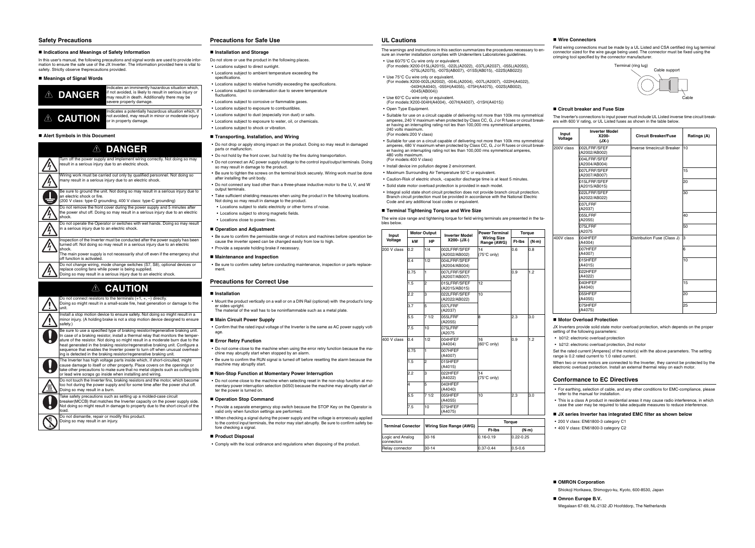## Safety Precautions

### ■ Indications and Meanings of Safety Information

In this user's manual, the following precautions and signal words are used to provide information to ensure the safe use of the JX Inverter. The information provided here is vital to safety. Strictly observe theprecautions provided.

### ■ Meanings of Signal Words

| | |
|---|---|
| ⚠ DANGER | Indicates an imminently hazardous situation which, if not avoided, is likely to result in serious injury or may result in death. Additionally there may be severe property damage. |
| ⚠ CAUTION | Indicates a potentially hazardous situation which, if not avoided, may result in minor or moderate injury or in property damage. |

### ■ Alert Symbols in this Document

**⚠ DANGER**

- Turn off the power supply and implement wiring correctly. Not doing so may result in a serious injury due to an electric shock.
- Wiring work must be carried out only by qualified personnel. Not doing so many result in a serious injury due to an electric shock.
- Be sure to ground the unit. Not doing so may result in a serious injury due to an electric shock or fire. (200 V class: type-D grounding, 400 V class: type-C grounding)
- Do not remove the front cover during the power supply and 5 minutes after the power shut off. Doing so may result in a serious injury due to an electric shock.
- Do not operate the Operator or switches with wet hands. Doing so may result in a serious injury due to an electric shock.
- Inspection of the Inverter must be conducted after the power supply has been turned off. Not doing so may result in a serious injury due to an electric shock. The main power supply is not necessarily shut off even if the emergency shut off function is activated.
- Do not change wiring, mode change switches (S7, S8), optional devices or replace cooling fans while power is being supplied. Doing so may result in a serious injury due to an electric shock.

**⚠ CAUTION**

- Do not connect resistors to the terminals (+1, +, −) directly. Doing so might result in a small-scale fire, heat generation or damage to the unit.
- Install a stop motion device to ensure safety. Not doing so might result in a minor injury. (A holding brake is not a stop motion device designed to ensure safety.)
- Be sure to use a specified type of braking resistor/regenerative braking unit. In case of a braking resistor, install a thermal relay that monitors the temperature of the resistor. Not doing so might result in a moderate burn due to the heat generated in the braking resistor/regenerative braking unit. Configure a sequence that enables the Inverter power to turn off when unusual overheating is detected in the braking resistor/regenerative braking unit.
- The Inverter has high voltage parts inside which, if short-circuited, might cause damage to itself or other property. Place covers on the openings or take other precautions to make sure that no metal objects such as cutting bits or lead wire scraps go inside when installing and wiring.
- Do not touch the Inverter fins, braking resistors and the motor, which become too hot during the power supply and for some time after the power shut off. Doing so may result in a burn.
- Take safety precautions such as setting up a molded-case circuit breaker(MCCB) that matches the Inverter capacity on the power supply side. Not doing so might result in damage to property due to the short circuit of the load.
- Do not dismantle, repair or modify this product. Doing so may result in an injury.

## Precautions for Safe Use

### ■ Installation and Storage

Do not store or use the product in the following places.

- Locations subject to direct sunlight.
- Locations subject to ambient temperature exceeding the specifications.
- Locations subject to relative humidity exceeding the specifications.
- Locations subject to condensation due to severe temperature fluctuations.
- Locations subject to corrosive or flammable gases.
- Locations subject to exposure to combustibles.
- Locations subject to dust (especially iron dust) or salts.
- Locations subject to exposure to water, oil, or chemicals.
- Locations subject to shock or vibration.

### ■ Transporting, Installation, and Wiring

- Do not drop or apply strong impact on the product. Doing so may result in damaged parts or malfunction.
- Do not hold by the front cover, but hold by the fins during transportation.
- Do not connect an AC power supply voltage to the control input/output terminals. Doing so may result in damage to the product.
- Be sure to tighten the screws on the terminal block securely. Wiring work must be done after installing the unit body.
- Do not connect any load other than a three-phase inductive motor to the U, V, and W output terminals.
- Take sufficient shielding measures when using the product in the following locations. Not doing so may result in damage to the product.
  - Locations subject to static electricity or other forms of noise.
  - Locations subject to strong magnetic fields.
  - Locations close to power lines.

### ■ Operation and Adjustment

- Be sure to confirm the permissible range of motors and machines before operation because the inverter speed can be changed easily from low to high.
- Provide a separate holding brake if necessary.

### ■ Maintenance and Inspection

- Be sure to confirm safety before conducting maintenance, inspection or parts replacement.

## Precautions for Correct Use

### ■ Installation

- Mount the product vertically on a wall or on a DIN Rail (optional) with the product's longer sides upright. The material of the wall has to be noninflammable such as a metal plate.

### ■ Main Circuit Power Supply

- Confirm that the rated input voltage of the Inverter is the same as AC power supply voltage.

### ■ Error Retry Function

- Do not come close to the machine when using the error retry function because the machine may abruptly start when stopped by an alarm.
- Be sure to confirm the RUN signal is turned off before resetting the alarm because the machine may abruptly start.

### ■ Non-Stop Function at Momentary Power Interruption

- Do not come close to the machine when selecting reset in the non-stop function at momentary power interruption selection (b050) because the machine may abruptly start after the power is turned on.

### ■ Operation Stop Command

- Provide a separate emergency stop switch because the STOP Key on the Operator is valid only when function settings are performed.
- When checking a signal during the power supply and the voltage is erroneously applied to the control input terminals, the motor may start abruptly. Be sure to confirm safety before checking a signal.

### ■ Product Disposal

- Comply with the local ordinance and regulations when disposing of the product.

## UL Cautions

The warnings and instructions in this section summarizes the procedures necessary to ensure an inverter installation complies with Underwriters Laboratories guidelines.

- Use 60/75°C Cu wire only or equivalent.
  (For models:X200-015L(A2015), -022L(A2022), -037L(A2037), -055L(A2055), -075L(A2075), -007S(AB007), -015S(AB015), -022S(AB022))
- Use 75°C Cu wire only or equivalent.
  (For models:X200-002L(A2002), -004L(A2004), -007L(A2007), -022H(A4022), -040H(A4040), -055H(A4055), -075H(A4075), -002S(AB002), -004S(AB004))
- Use 60°C Cu wire only or equivalent.
  (For models:X200-004H(A4004), -007H(A4007), -015H(A4015))
- Open Type Equipment.
- Suitable for use on a circuit capable of delivering not more than 100k rms symmetrical amperes, 240 V maximum when protected by Class CC, G, J or R fuses or circuit breaker having an interrupting rating not les than 100,000 rms symmetrical amperes, 240 volts maximum.
  (For models:200 V class)
- Suitable for use on a circuit capable of delivering not more than 100k rms symmetrical amperes, 480 V maximum when protected by Class CC, G, J or R fuses or circuit breaker having an interrupting rating not les than 100,000 rms symmetrical amperes, 480 volts maximum.
  (For models:400 V class)
- Install device inn pollution degree 2 environment.
- Maximum Surrounding Air Temperature 50°C or equivalent.
- Caution-Risk of electric shock, -capacitor discharge time is at least 5 minutes.
- Solid state motor overload protection is provided in each model.
- Integral solid state short circuit protection does not provide branch circuit protection. Branch circuit protection must be provided in accordance with the National Electric Code and any additional local codes or equivalent.

### ■ Terminal Tightening Torque and Wire Size

The wire size range and tightening torque for field wiring terminals are presented in the tables below.

| Input Voltage | Motor Output | | Inverter Model X200- (JX-) | Power Terminal Wiring Size Range (AWG) | Torque | |
|---|---|---|---|---|---|---|
| | kW | HP | | | Ft-lbs | (N·m) |
| 200 V class | 0.2 | 1/4 | 002LFRF/SFEF (A2002/AB002) | 14 (75°C only) | 0.6 | 0.8 |
| | 0.4 | 1/2 | 004LFRF/SFEF (A2004/AB004) | | | |
| | 0.75 | 1 | 007LFRF/SFEF (A2007/AB007) | | 0.9 | 1.2 |
| | 1.5 | 2 | 015LFRF/SFEF (A2015/AB015) | 12 | | |
| | 2.2 | 3 | 022LFRF/SFEF (A2022/AB022) | 10 | | |
| | 3.7 | 5 | 037LFRF (A2037) | | | |
| | 5.5 | 7 1/2 | 055LFRF (A2055) | 8 | 2.3 | 3.0 |
| | 7.5 | 10 | 075LFRF (A2075 | | | |
| 400 V class | 0.4 | 1/2 | 004HFEF (A4004) | 16 (60°C only) | 0.9 | 1.2 |
| | 0.75 | 1 | 007HFEF (A4007) | | | |
| | 1.5 | 2 | 015HFEF (A4015) | | | |
| | 2.2 | 3 | 022HFEF (A4022) | 14 (75°C only) | | |
| | 4 | 5 | 040HFEF (A4040) | | | |
| | 5.5 | 7 1/2 | 055HFEF (A4055) | 10 | 2.3 | 3.0 |
| | 7.5 | 10 | 075HFEF (A4075) | | | |

| Terminal Conector | Wiring Size Range (AWG) | Torque | |
|---|---|---|---|
| | | Ft-lbs | (N·m) |
| Logic and Analog connectors | 30-16 | 0.16-0.19 | 0.22-0.25 |
| Relay connector | 30-14 | 0.37-0.44 | 0.5-0.6 |

### ■ Wire Connectors

Field wiring connections must be made by a UL Listed and CSA certified ring lug terminal connector sized for the wire gauge being used. The connector must be fixed using the crimping tool specified by the connector manufacturer.

Terminal (ring lug)
Cable support
Cable

### ■ Circuit breaker and Fuse Size

The Inverter's connections to input power must include UL Listed inverse time circuit breakers with 600 V rating, or UL Listed fuses as shown in the table below.

| Input Voltage | Inverter Model X200- (JX-) | Circuit Breaker/Fuse | Ratings (A) |
|---|---|---|---|
| 200V class | 002LFRF/SFEF (A2002/AB002) | Inverse timecircuit Breaker | 10 |
| | 004LFRF/SFEF (A2004/AB004) | | |
| | 007LFRF/SFEF (A2007/AB007) | | 15 |
| | 015LFRF/SFEF (A2015/AB015) | | 20 |
| | 022LFRF/SFEF (A2022/AB022) | | 30 |
| | 037LFRF (A2037) | | |
| | 055LFRF (A2055) | | 40 |
| | 075LFRF (A2075 | | 50 |
| 400V class | 004HFEF (A4004) | Distribution Fuse (Class J) | 3 |
| | 007HFEF (A4007) | | 6 |
| | 015HFEF (A4015) | | 10 |
| | 022HFEF (A4022) | | |
| | 040HFEF (A4040) | | 15 |
| | 055HFEF (A4055) | | 20 |
| | 075HFEF (A4075) | | 25 |

### ■ Motor Overload Protection

JX Inverters provide solid state motor overload protection, which depends on the proper setting of the following parameters:

- b012: electronic overload protection
- b212: electronic overload protection, 2nd motor

Set the rated current [Amperes] of the motor(s) with the above parameters. The setting range is 0.2 rated current to 1.0 rated current.

When two or more motors are connected to the Inverter, they cannot be protected by the electronic overload protection. Install an external thermal relay on each motor.

## Conformance to EC Directives

- For earthing, selection of cable, and any other conditions for EMC-compliance, please refer to the manual for installation.
- This is a class A Product in residential areas it may cause radio interference, in which case the user may be required to take adequate measures to reduce interference.

### ■ JX series Inverter has integrated EMC filter as shown below

- 200 V class: EN61800-3 category C1
- 400 V class: EN61800-3 category C2

### ■ OMRON Corporation

Shiokoji Horikawa, Shimogyo-ku, Kyoto, 600-8530, Japan

### ■ Omron Europe B.V.

Wegalaan 67-69, NL-2132 JD Hoofddorp, The Netherlands